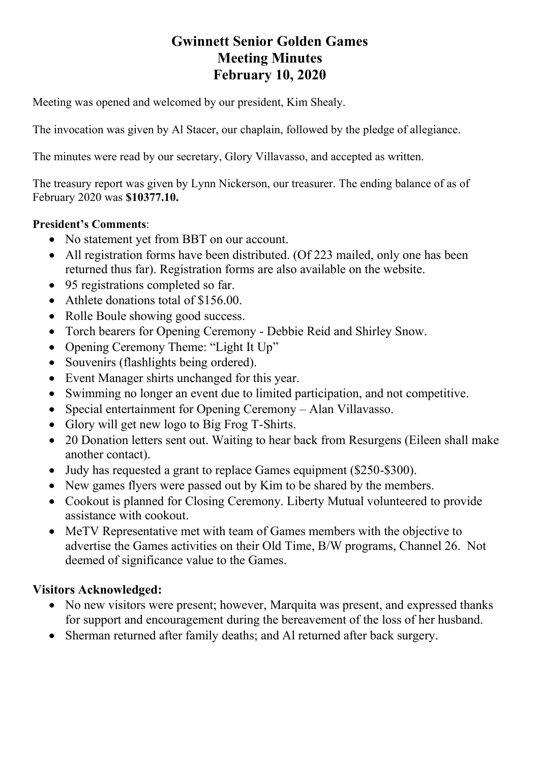# Gwinnett Senior Golden Games
# Meeting Minutes
# February 10, 2020

Meeting was opened and welcomed by our president, Kim Shealy.

The invocation was given by Al Stacer, our chaplain, followed by the pledge of allegiance.

The minutes were read by our secretary, Glory Villavasso, and accepted as written.

The treasury report was given by Lynn Nickerson, our treasurer. The ending balance of as of February 2020 was **$10377.10.**

**President's Comments**:

- No statement yet from BBT on our account.
- All registration forms have been distributed. (Of 223 mailed, only one has been returned thus far). Registration forms are also available on the website.
- 95 registrations completed so far.
- Athlete donations total of $156.00.
- Rolle Boule showing good success.
- Torch bearers for Opening Ceremony - Debbie Reid and Shirley Snow.
- Opening Ceremony Theme: "Light It Up"
- Souvenirs (flashlights being ordered).
- Event Manager shirts unchanged for this year.
- Swimming no longer an event due to limited participation, and not competitive.
- Special entertainment for Opening Ceremony – Alan Villavasso.
- Glory will get new logo to Big Frog T-Shirts.
- 20 Donation letters sent out. Waiting to hear back from Resurgens (Eileen shall make another contact).
- Judy has requested a grant to replace Games equipment ($250-$300).
- New games flyers were passed out by Kim to be shared by the members.
- Cookout is planned for Closing Ceremony. Liberty Mutual volunteered to provide assistance with cookout.
- MeTV Representative met with team of Games members with the objective to advertise the Games activities on their Old Time, B/W programs, Channel 26. Not deemed of significance value to the Games.

**Visitors Acknowledged:**

- No new visitors were present; however, Marquita was present, and expressed thanks for support and encouragement during the bereavement of the loss of her husband.
- Sherman returned after family deaths; and Al returned after back surgery.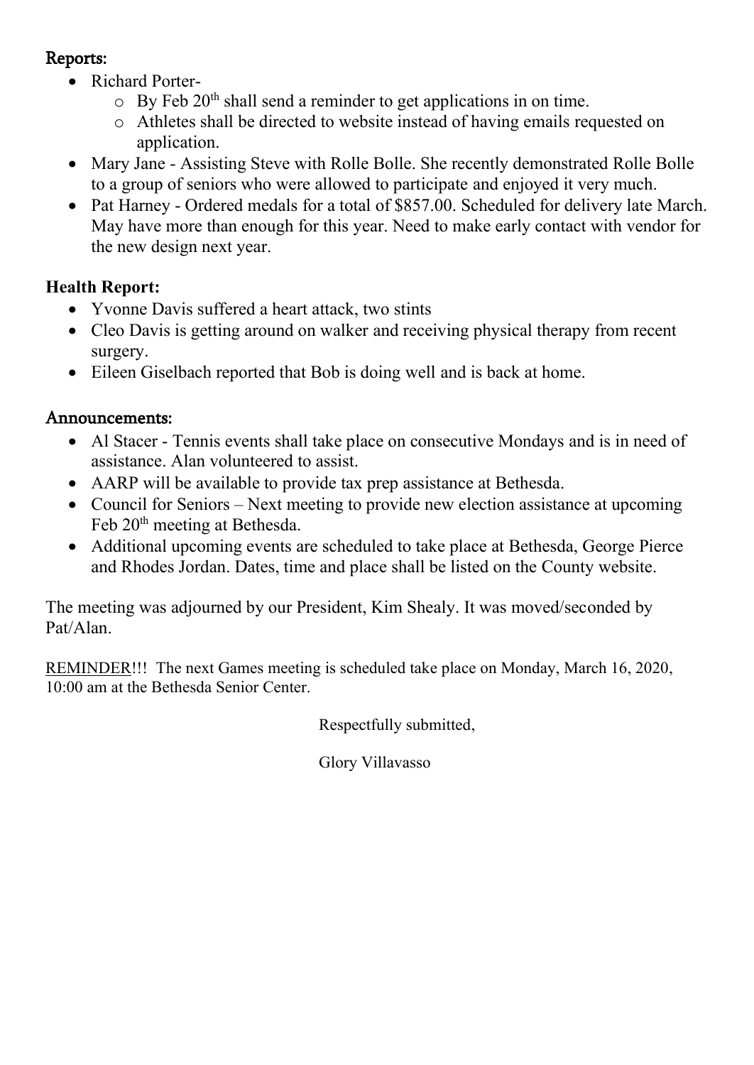## Reports:

- Richard Porter-
  - By Feb 20th shall send a reminder to get applications in on time.
  - Athletes shall be directed to website instead of having emails requested on application.
- Mary Jane - Assisting Steve with Rolle Bolle. She recently demonstrated Rolle Bolle to a group of seniors who were allowed to participate and enjoyed it very much.
- Pat Harney - Ordered medals for a total of $857.00. Scheduled for delivery late March. May have more than enough for this year. Need to make early contact with vendor for the new design next year.

## Health Report:

- Yvonne Davis suffered a heart attack, two stints
- Cleo Davis is getting around on walker and receiving physical therapy from recent surgery.
- Eileen Giselbach reported that Bob is doing well and is back at home.

## Announcements:

- Al Stacer - Tennis events shall take place on consecutive Mondays and is in need of assistance. Alan volunteered to assist.
- AARP will be available to provide tax prep assistance at Bethesda.
- Council for Seniors – Next meeting to provide new election assistance at upcoming Feb 20th meeting at Bethesda.
- Additional upcoming events are scheduled to take place at Bethesda, George Pierce and Rhodes Jordan. Dates, time and place shall be listed on the County website.

The meeting was adjourned by our President, Kim Shealy. It was moved/seconded by Pat/Alan.

REMINDER!!! The next Games meeting is scheduled take place on Monday, March 16, 2020, 10:00 am at the Bethesda Senior Center.

Respectfully submitted,

Glory Villavasso